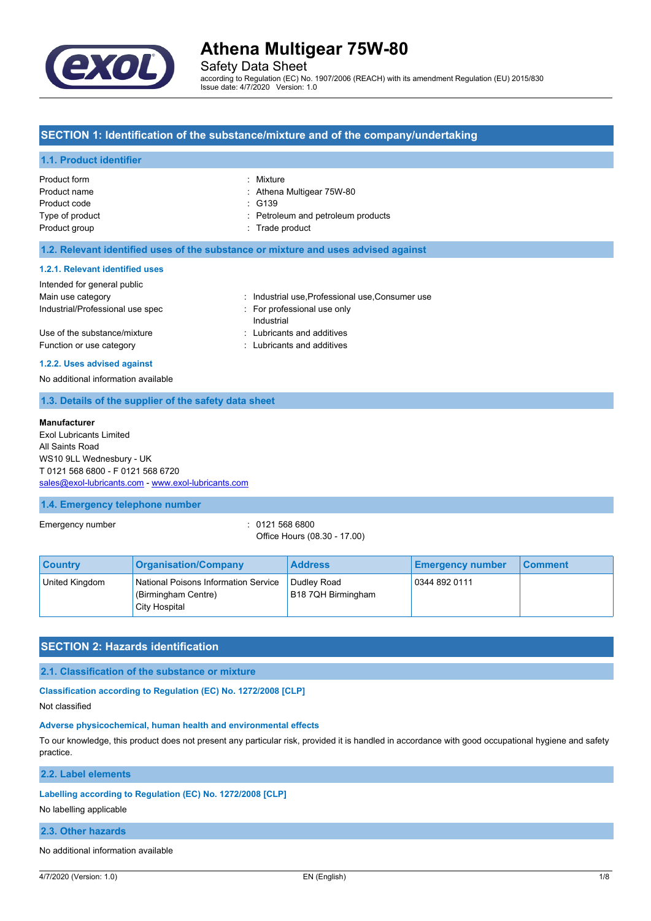# Athena Multigear 75W-80

Safety Data Sheet

according to Regulation (EC) No. 1907/2006 (REACH) with its amendment Regulation (EU) 2015/830

Issue date: 4/7/2020 Version: 1.0

## SECTION 1: Identification of the substance/mixture and of the company/undertaking

### 1.1. Product identifier

Product form : Mixture

Product name : Athena Multigear 75W-80

Product code : G139

Type of product : Petroleum and petroleum products

Product group : Trade product

### 1.2. Relevant identified uses of the substance or mixture and uses advised against

#### 1.2.1. Relevant identified uses

Intended for general public

Main use category : Industrial use,Professional use,Consumer use

Industrial/Professional use spec : For professional use only
Industrial

Use of the substance/mixture : Lubricants and additives

Function or use category : Lubricants and additives

#### 1.2.2. Uses advised against

No additional information available

### 1.3. Details of the supplier of the safety data sheet

**Manufacturer**

Exol Lubricants Limited
All Saints Road
WS10 9LL Wednesbury - UK
T 0121 568 6800 - F 0121 568 6720
sales@exol-lubricants.com - www.exol-lubricants.com

### 1.4. Emergency telephone number

Emergency number : 0121 568 6800
Office Hours (08.30 - 17.00)

| Country | Organisation/Company | Address | Emergency number | Comment |
|---|---|---|---|---|
| United Kingdom | National Poisons Information Service (Birmingham Centre) City Hospital | Dudley Road B18 7QH Birmingham | 0344 892 0111 | |

## SECTION 2: Hazards identification

### 2.1. Classification of the substance or mixture

#### Classification according to Regulation (EC) No. 1272/2008 [CLP]

Not classified

#### Adverse physicochemical, human health and environmental effects

To our knowledge, this product does not present any particular risk, provided it is handled in accordance with good occupational hygiene and safety practice.

### 2.2. Label elements

#### Labelling according to Regulation (EC) No. 1272/2008 [CLP]

No labelling applicable

### 2.3. Other hazards

No additional information available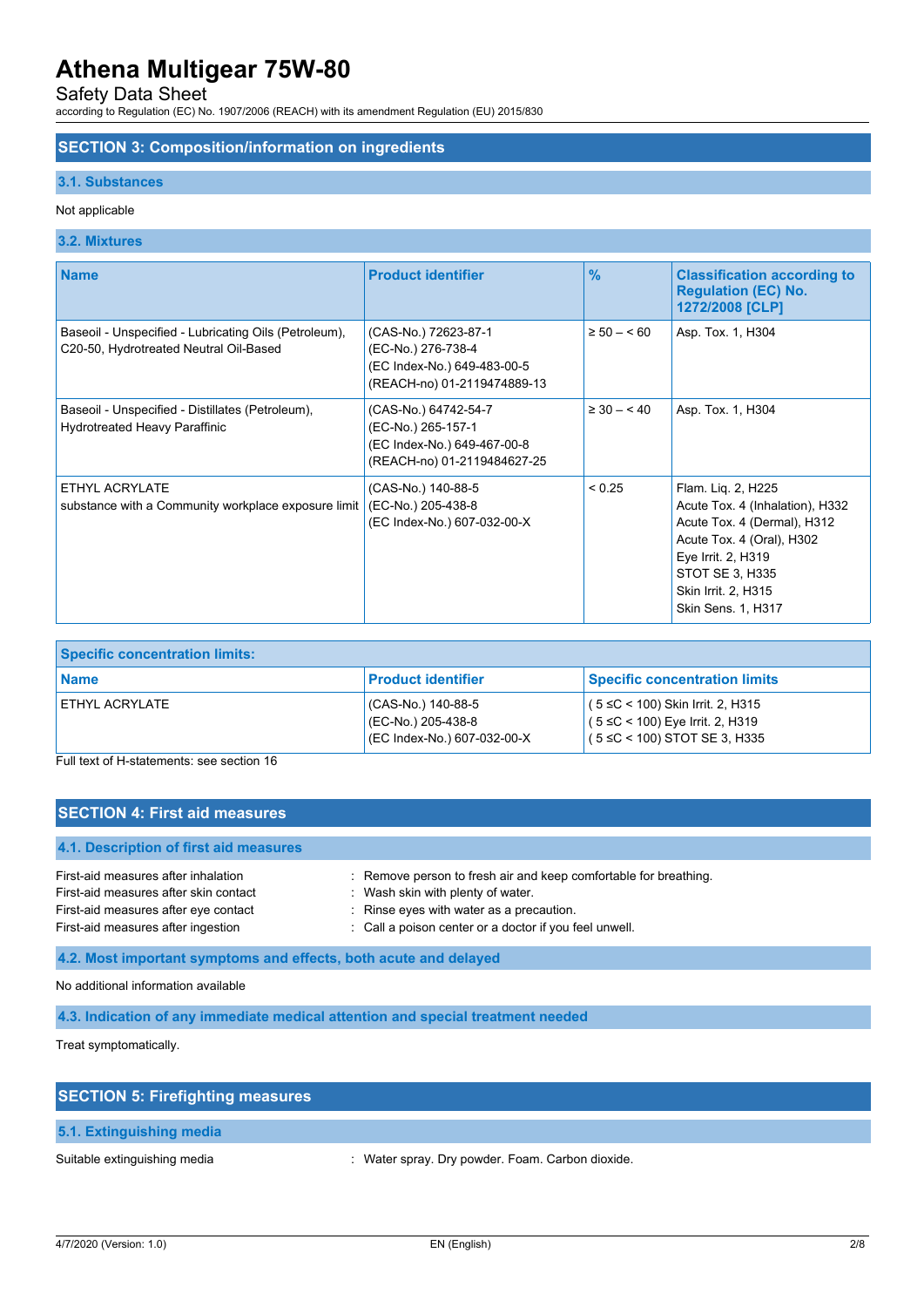## SECTION 3: Composition/information on ingredients

### 3.1. Substances

Not applicable

### 3.2. Mixtures

| Name | Product identifier | % | Classification according to Regulation (EC) No. 1272/2008 [CLP] |
|---|---|---|---|
| Baseoil - Unspecified - Lubricating Oils (Petroleum), C20-50, Hydrotreated Neutral Oil-Based | (CAS-No.) 72623-87-1<br>(EC-No.) 276-738-4<br>(EC Index-No.) 649-483-00-5<br>(REACH-no) 01-2119474889-13 | ≥ 50 – < 60 | Asp. Tox. 1, H304 |
| Baseoil - Unspecified - Distillates (Petroleum), Hydrotreated Heavy Paraffinic | (CAS-No.) 64742-54-7<br>(EC-No.) 265-157-1<br>(EC Index-No.) 649-467-00-8<br>(REACH-no) 01-2119484627-25 | ≥ 30 – < 40 | Asp. Tox. 1, H304 |
| ETHYL ACRYLATE<br>substance with a Community workplace exposure limit | (CAS-No.) 140-88-5<br>(EC-No.) 205-438-8<br>(EC Index-No.) 607-032-00-X | < 0.25 | Flam. Liq. 2, H225<br>Acute Tox. 4 (Inhalation), H332<br>Acute Tox. 4 (Dermal), H312<br>Acute Tox. 4 (Oral), H302<br>Eye Irrit. 2, H319<br>STOT SE 3, H335<br>Skin Irrit. 2, H315<br>Skin Sens. 1, H317 |

| Specific concentration limits: | | |
|---|---|---|
| **Name** | **Product identifier** | **Specific concentration limits** |
| ETHYL ACRYLATE | (CAS-No.) 140-88-5<br>(EC-No.) 205-438-8<br>(EC Index-No.) 607-032-00-X | ( 5 ≤C < 100) Skin Irrit. 2, H315<br>( 5 ≤C < 100) Eye Irrit. 2, H319<br>( 5 ≤C < 100) STOT SE 3, H335 |

Full text of H-statements: see section 16

## SECTION 4: First aid measures

### 4.1. Description of first aid measures

First-aid measures after inhalation : Remove person to fresh air and keep comfortable for breathing.
First-aid measures after skin contact : Wash skin with plenty of water.
First-aid measures after eye contact : Rinse eyes with water as a precaution.
First-aid measures after ingestion : Call a poison center or a doctor if you feel unwell.

### 4.2. Most important symptoms and effects, both acute and delayed

No additional information available

### 4.3. Indication of any immediate medical attention and special treatment needed

Treat symptomatically.

## SECTION 5: Firefighting measures

### 5.1. Extinguishing media

Suitable extinguishing media : Water spray. Dry powder. Foam. Carbon dioxide.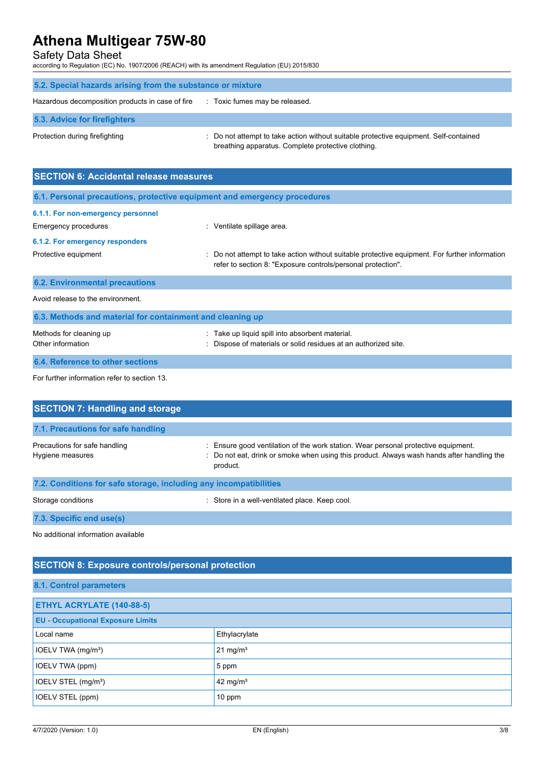### 5.2. Special hazards arising from the substance or mixture

Hazardous decomposition products in case of fire : Toxic fumes may be released.

### 5.3. Advice for firefighters

Protection during firefighting : Do not attempt to take action without suitable protective equipment. Self-contained breathing apparatus. Complete protective clothing.

## SECTION 6: Accidental release measures

### 6.1. Personal precautions, protective equipment and emergency procedures

#### 6.1.1. For non-emergency personnel

Emergency procedures : Ventilate spillage area.

#### 6.1.2. For emergency responders

Protective equipment : Do not attempt to take action without suitable protective equipment. For further information refer to section 8: "Exposure controls/personal protection".

### 6.2. Environmental precautions

Avoid release to the environment.

### 6.3. Methods and material for containment and cleaning up

Methods for cleaning up : Take up liquid spill into absorbent material.

Other information : Dispose of materials or solid residues at an authorized site.

### 6.4. Reference to other sections

For further information refer to section 13.

## SECTION 7: Handling and storage

### 7.1. Precautions for safe handling

Precautions for safe handling : Ensure good ventilation of the work station. Wear personal protective equipment.

Hygiene measures : Do not eat, drink or smoke when using this product. Always wash hands after handling the product.

### 7.2. Conditions for safe storage, including any incompatibilities

Storage conditions : Store in a well-ventilated place. Keep cool.

### 7.3. Specific end use(s)

No additional information available

## SECTION 8: Exposure controls/personal protection

### 8.1. Control parameters

| ETHYL ACRYLATE (140-88-5) | |
|---|---|
| **EU - Occupational Exposure Limits** | |
| Local name | Ethylacrylate |
| IOELV TWA (mg/m³) | 21 mg/m³ |
| IOELV TWA (ppm) | 5 ppm |
| IOELV STEL (mg/m³) | 42 mg/m³ |
| IOELV STEL (ppm) | 10 ppm |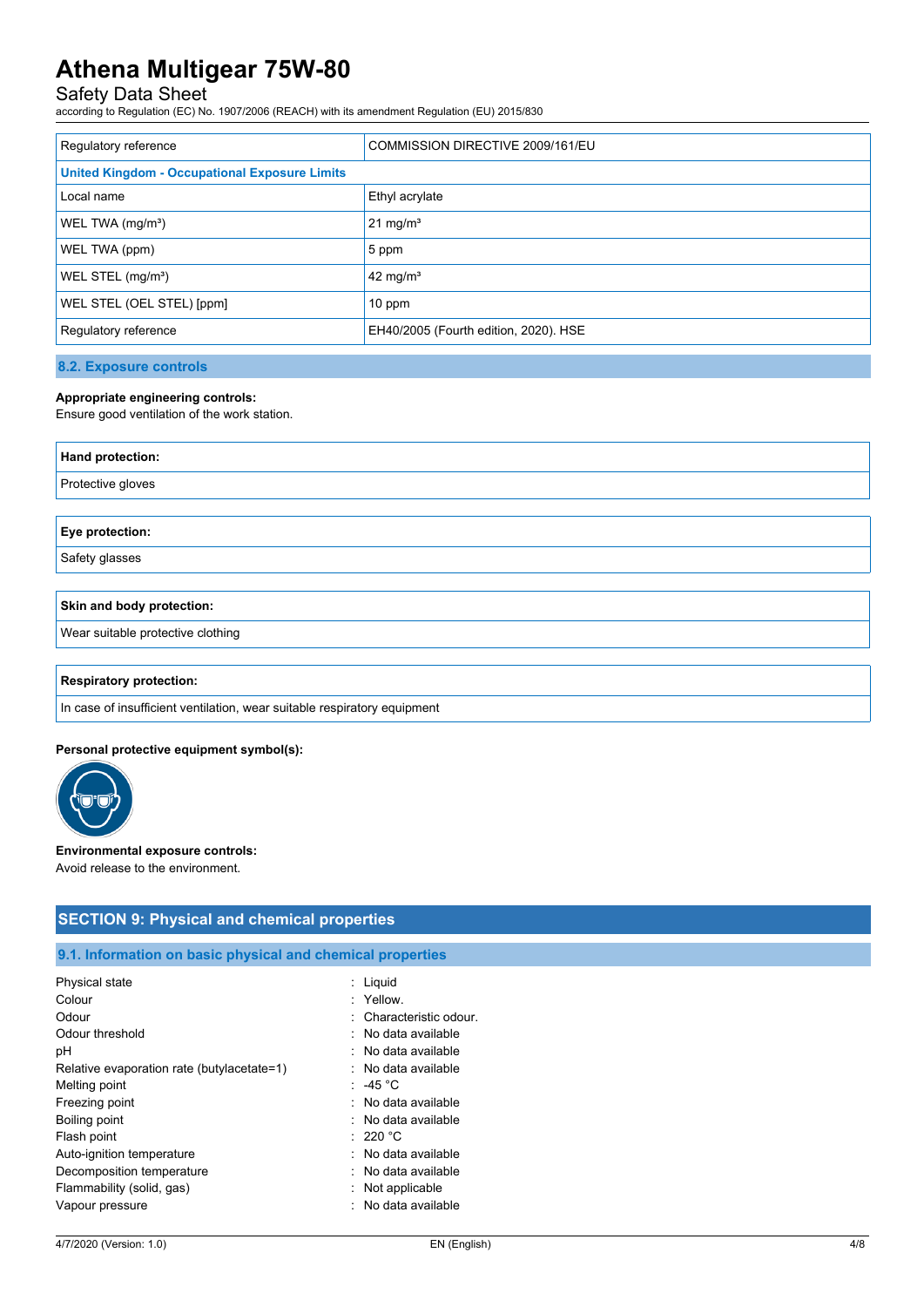| Regulatory reference | COMMISSION DIRECTIVE 2009/161/EU |
|---|---|
| **United Kingdom - Occupational Exposure Limits** | |
| Local name | Ethyl acrylate |
| WEL TWA (mg/m³) | 21 mg/m³ |
| WEL TWA (ppm) | 5 ppm |
| WEL STEL (mg/m³) | 42 mg/m³ |
| WEL STEL (OEL STEL) [ppm] | 10 ppm |
| Regulatory reference | EH40/2005 (Fourth edition, 2020). HSE |

### 8.2. Exposure controls

**Appropriate engineering controls:**
Ensure good ventilation of the work station.

| **Hand protection:** |
|---|
| Protective gloves |

| **Eye protection:** |
|---|
| Safety glasses |

| **Skin and body protection:** |
|---|
| Wear suitable protective clothing |

| **Respiratory protection:** |
|---|
| In case of insufficient ventilation, wear suitable respiratory equipment |

**Personal protective equipment symbol(s):**

**Environmental exposure controls:**
Avoid release to the environment.

## SECTION 9: Physical and chemical properties

### 9.1. Information on basic physical and chemical properties

| | |
|---|---|
| Physical state | : Liquid |
| Colour | : Yellow. |
| Odour | : Characteristic odour. |
| Odour threshold | : No data available |
| pH | : No data available |
| Relative evaporation rate (butylacetate=1) | : No data available |
| Melting point | : -45 °C |
| Freezing point | : No data available |
| Boiling point | : No data available |
| Flash point | : 220 °C |
| Auto-ignition temperature | : No data available |
| Decomposition temperature | : No data available |
| Flammability (solid, gas) | : Not applicable |
| Vapour pressure | : No data available |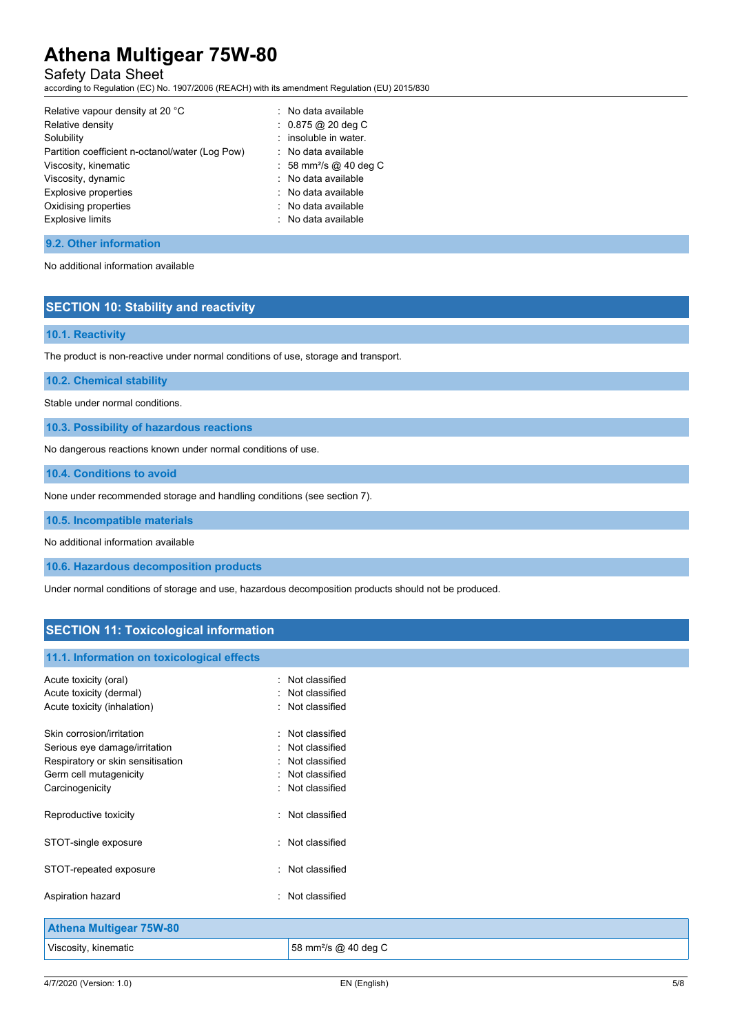| | |
|---|---|
| Relative vapour density at 20 °C | : No data available |
| Relative density | : 0.875 @ 20 deg C |
| Solubility | : insoluble in water. |
| Partition coefficient n-octanol/water (Log Pow) | : No data available |
| Viscosity, kinematic | : 58 mm²/s @ 40 deg C |
| Viscosity, dynamic | : No data available |
| Explosive properties | : No data available |
| Oxidising properties | : No data available |
| Explosive limits | : No data available |

### 9.2. Other information

No additional information available

## SECTION 10: Stability and reactivity

### 10.1. Reactivity

The product is non-reactive under normal conditions of use, storage and transport.

### 10.2. Chemical stability

Stable under normal conditions.

### 10.3. Possibility of hazardous reactions

No dangerous reactions known under normal conditions of use.

### 10.4. Conditions to avoid

None under recommended storage and handling conditions (see section 7).

### 10.5. Incompatible materials

No additional information available

### 10.6. Hazardous decomposition products

Under normal conditions of storage and use, hazardous decomposition products should not be produced.

## SECTION 11: Toxicological information

### 11.1. Information on toxicological effects

| | |
|---|---|
| Acute toxicity (oral) | : Not classified |
| Acute toxicity (dermal) | : Not classified |
| Acute toxicity (inhalation) | : Not classified |
| Skin corrosion/irritation | : Not classified |
| Serious eye damage/irritation | : Not classified |
| Respiratory or skin sensitisation | : Not classified |
| Germ cell mutagenicity | : Not classified |
| Carcinogenicity | : Not classified |
| Reproductive toxicity | : Not classified |
| STOT-single exposure | : Not classified |
| STOT-repeated exposure | : Not classified |
| Aspiration hazard | : Not classified |

| Athena Multigear 75W-80 | |
|---|---|
| Viscosity, kinematic | 58 mm²/s @ 40 deg C |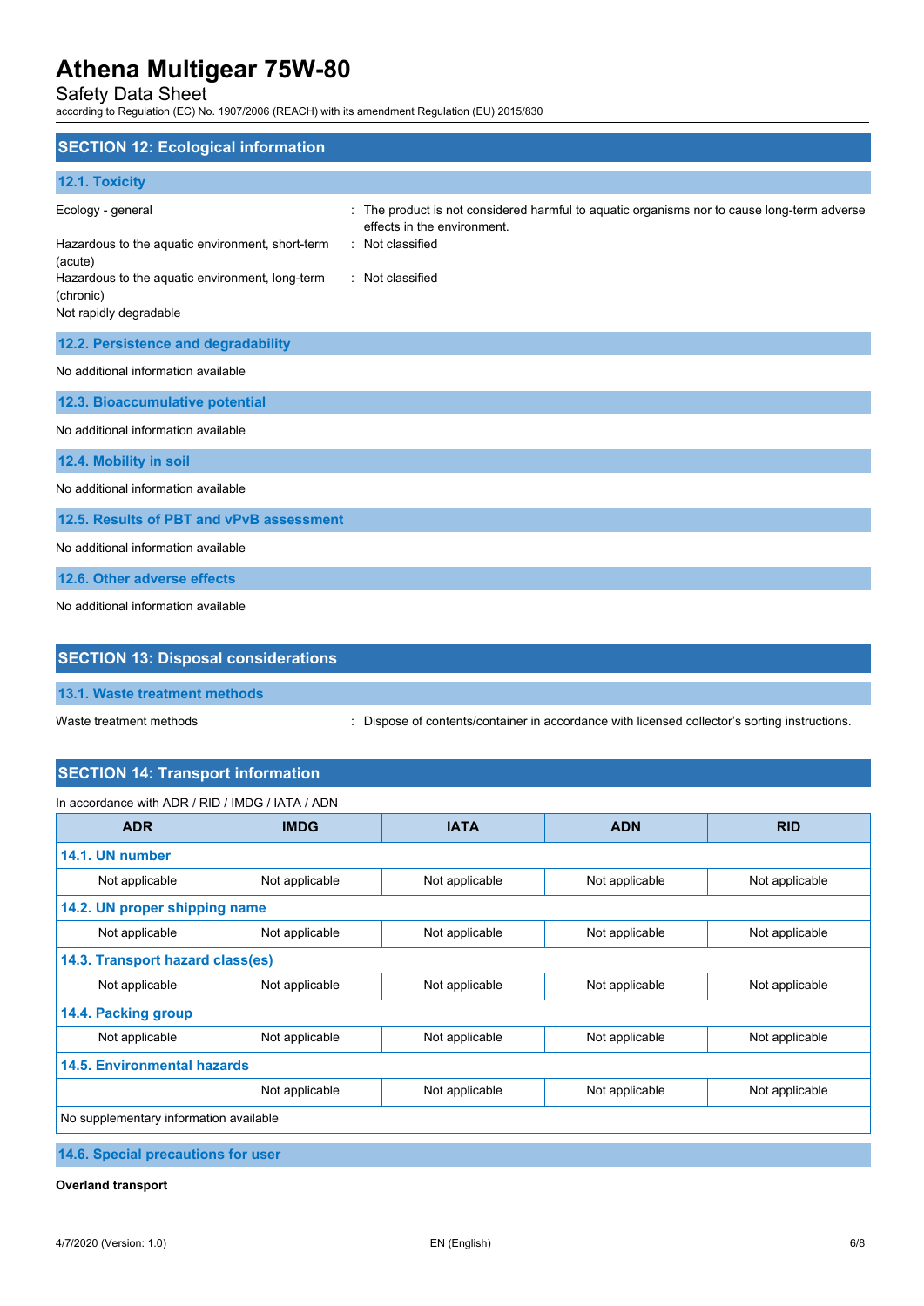## SECTION 12: Ecological information

### 12.1. Toxicity

Ecology - general : The product is not considered harmful to aquatic organisms nor to cause long-term adverse effects in the environment.

Hazardous to the aquatic environment, short-term (acute) : Not classified

Hazardous to the aquatic environment, long-term (chronic) : Not classified

Not rapidly degradable

### 12.2. Persistence and degradability

No additional information available

### 12.3. Bioaccumulative potential

No additional information available

### 12.4. Mobility in soil

No additional information available

### 12.5. Results of PBT and vPvB assessment

No additional information available

### 12.6. Other adverse effects

No additional information available

## SECTION 13: Disposal considerations

### 13.1. Waste treatment methods

Waste treatment methods : Dispose of contents/container in accordance with licensed collector's sorting instructions.

## SECTION 14: Transport information

In accordance with ADR / RID / IMDG / IATA / ADN

| ADR | IMDG | IATA | ADN | RID |
|---|---|---|---|---|
| **14.1. UN number** | | | | |
| Not applicable | Not applicable | Not applicable | Not applicable | Not applicable |
| **14.2. UN proper shipping name** | | | | |
| Not applicable | Not applicable | Not applicable | Not applicable | Not applicable |
| **14.3. Transport hazard class(es)** | | | | |
| Not applicable | Not applicable | Not applicable | Not applicable | Not applicable |
| **14.4. Packing group** | | | | |
| Not applicable | Not applicable | Not applicable | Not applicable | Not applicable |
| **14.5. Environmental hazards** | | | | |
| | Not applicable | Not applicable | Not applicable | Not applicable |
| No supplementary information available | | | | |

### 14.6. Special precautions for user

**Overland transport**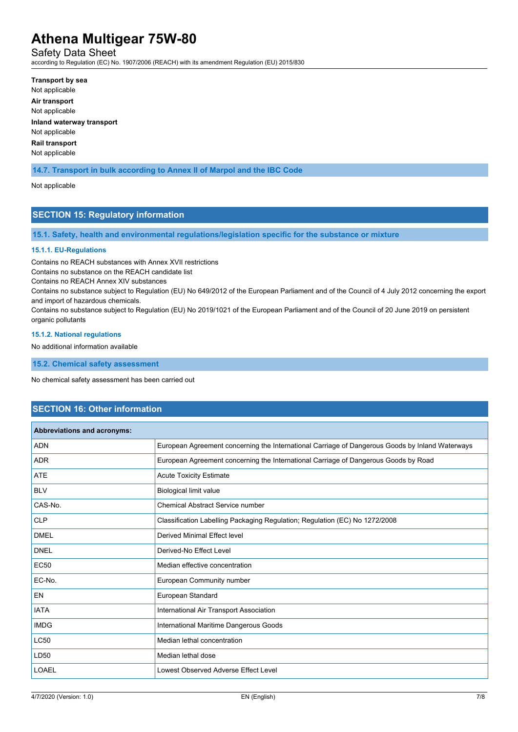**Transport by sea**

Not applicable

**Air transport**

Not applicable

**Inland waterway transport**

Not applicable

**Rail transport**

Not applicable

### 14.7. Transport in bulk according to Annex II of Marpol and the IBC Code

Not applicable

## SECTION 15: Regulatory information

### 15.1. Safety, health and environmental regulations/legislation specific for the substance or mixture

#### 15.1.1. EU-Regulations

Contains no REACH substances with Annex XVII restrictions

Contains no substance on the REACH candidate list

Contains no REACH Annex XIV substances

Contains no substance subject to Regulation (EU) No 649/2012 of the European Parliament and of the Council of 4 July 2012 concerning the export and import of hazardous chemicals.

Contains no substance subject to Regulation (EU) No 2019/1021 of the European Parliament and of the Council of 20 June 2019 on persistent organic pollutants

#### 15.1.2. National regulations

No additional information available

### 15.2. Chemical safety assessment

No chemical safety assessment has been carried out

## SECTION 16: Other information

| Abbreviations and acronyms: | |
|---|---|
| ADN | European Agreement concerning the International Carriage of Dangerous Goods by Inland Waterways |
| ADR | European Agreement concerning the International Carriage of Dangerous Goods by Road |
| ATE | Acute Toxicity Estimate |
| BLV | Biological limit value |
| CAS-No. | Chemical Abstract Service number |
| CLP | Classification Labelling Packaging Regulation; Regulation (EC) No 1272/2008 |
| DMEL | Derived Minimal Effect level |
| DNEL | Derived-No Effect Level |
| EC50 | Median effective concentration |
| EC-No. | European Community number |
| EN | European Standard |
| IATA | International Air Transport Association |
| IMDG | International Maritime Dangerous Goods |
| LC50 | Median lethal concentration |
| LD50 | Median lethal dose |
| LOAEL | Lowest Observed Adverse Effect Level |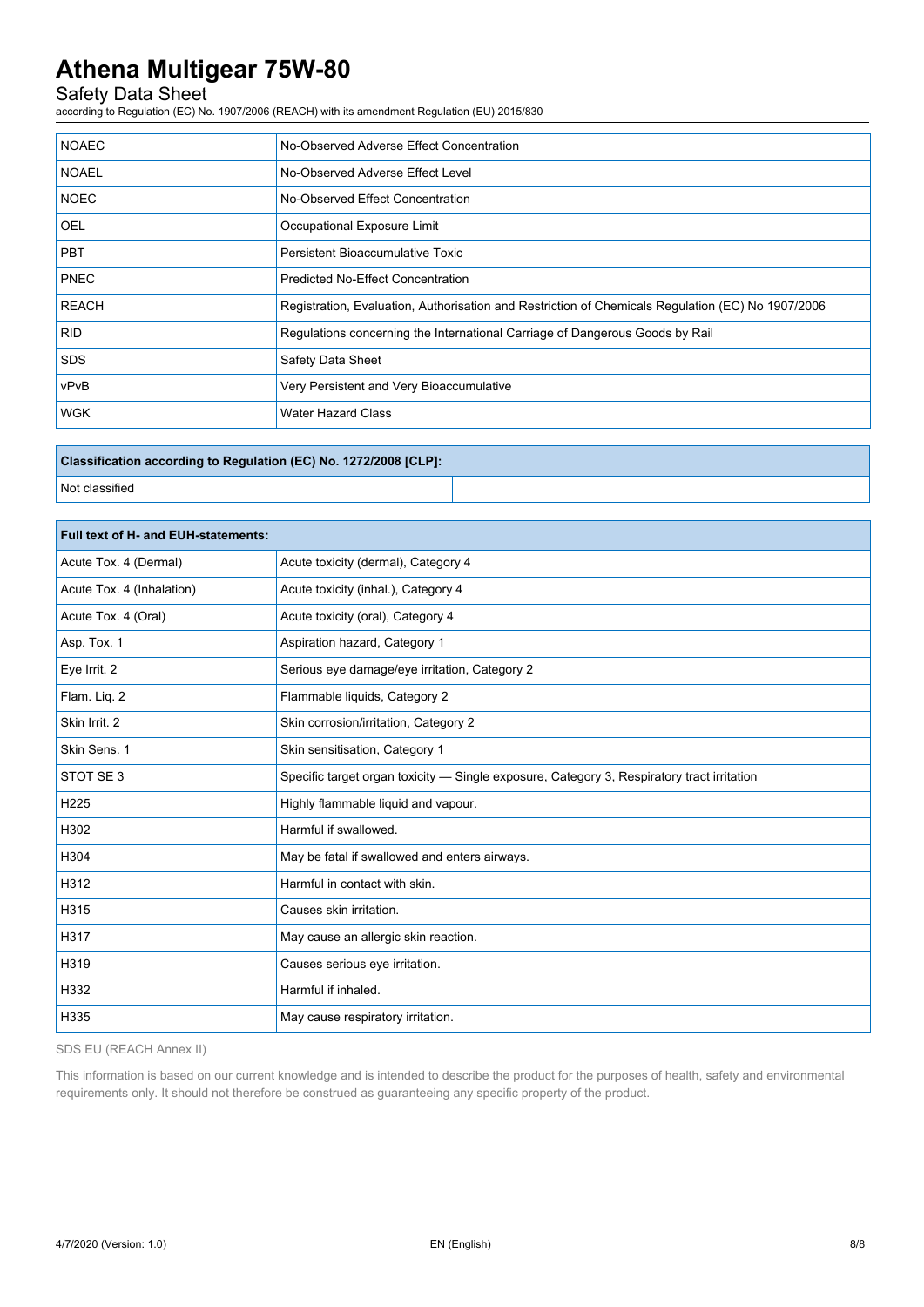| | |
|---|---|
| NOAEC | No-Observed Adverse Effect Concentration |
| NOAEL | No-Observed Adverse Effect Level |
| NOEC | No-Observed Effect Concentration |
| OEL | Occupational Exposure Limit |
| PBT | Persistent Bioaccumulative Toxic |
| PNEC | Predicted No-Effect Concentration |
| REACH | Registration, Evaluation, Authorisation and Restriction of Chemicals Regulation (EC) No 1907/2006 |
| RID | Regulations concerning the International Carriage of Dangerous Goods by Rail |
| SDS | Safety Data Sheet |
| vPvB | Very Persistent and Very Bioaccumulative |
| WGK | Water Hazard Class |

| **Classification according to Regulation (EC) No. 1272/2008 [CLP]:** | |
|---|---|
| Not classified | |

| **Full text of H- and EUH-statements:** | |
|---|---|
| Acute Tox. 4 (Dermal) | Acute toxicity (dermal), Category 4 |
| Acute Tox. 4 (Inhalation) | Acute toxicity (inhal.), Category 4 |
| Acute Tox. 4 (Oral) | Acute toxicity (oral), Category 4 |
| Asp. Tox. 1 | Aspiration hazard, Category 1 |
| Eye Irrit. 2 | Serious eye damage/eye irritation, Category 2 |
| Flam. Liq. 2 | Flammable liquids, Category 2 |
| Skin Irrit. 2 | Skin corrosion/irritation, Category 2 |
| Skin Sens. 1 | Skin sensitisation, Category 1 |
| STOT SE 3 | Specific target organ toxicity — Single exposure, Category 3, Respiratory tract irritation |
| H225 | Highly flammable liquid and vapour. |
| H302 | Harmful if swallowed. |
| H304 | May be fatal if swallowed and enters airways. |
| H312 | Harmful in contact with skin. |
| H315 | Causes skin irritation. |
| H317 | May cause an allergic skin reaction. |
| H319 | Causes serious eye irritation. |
| H332 | Harmful if inhaled. |
| H335 | May cause respiratory irritation. |

SDS EU (REACH Annex II)

This information is based on our current knowledge and is intended to describe the product for the purposes of health, safety and environmental requirements only. It should not therefore be construed as guaranteeing any specific property of the product.